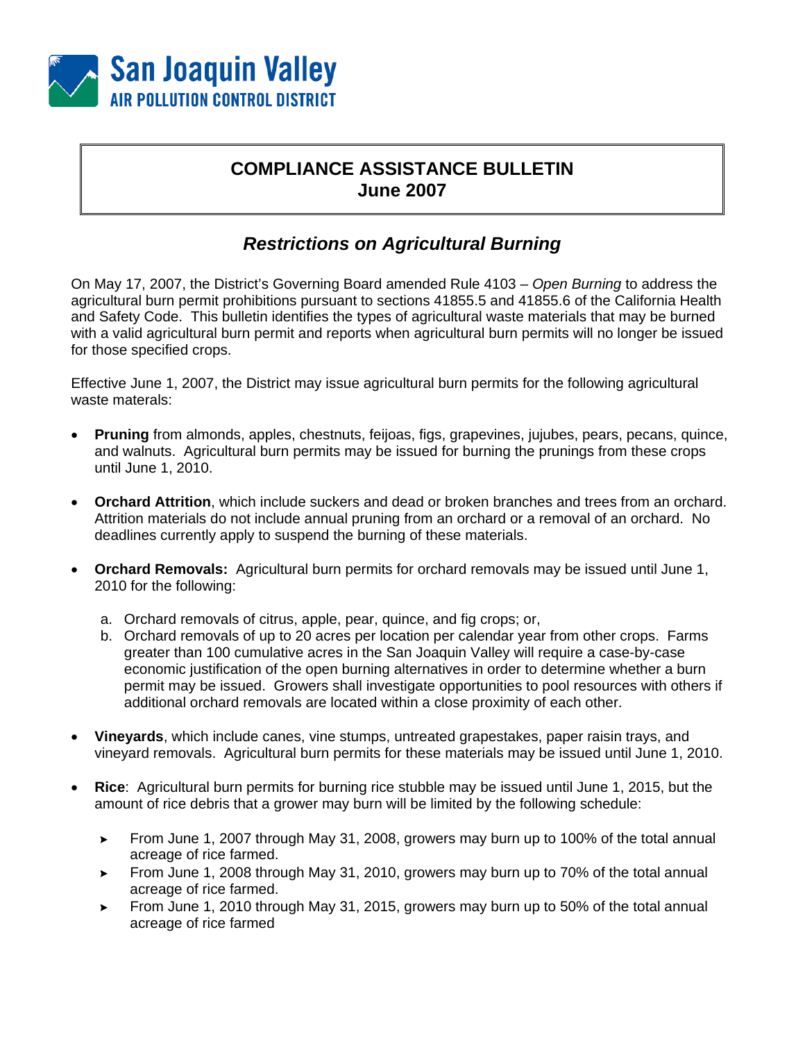San Joaquin Valley
AIR POLLUTION CONTROL DISTRICT

# COMPLIANCE ASSISTANCE BULLETIN
## June 2007

## *Restrictions on Agricultural Burning*

On May 17, 2007, the District's Governing Board amended Rule 4103 – *Open Burning* to address the agricultural burn permit prohibitions pursuant to sections 41855.5 and 41855.6 of the California Health and Safety Code. This bulletin identifies the types of agricultural waste materials that may be burned with a valid agricultural burn permit and reports when agricultural burn permits will no longer be issued for those specified crops.

Effective June 1, 2007, the District may issue agricultural burn permits for the following agricultural waste materals:

- **Pruning** from almonds, apples, chestnuts, feijoas, figs, grapevines, jujubes, pears, pecans, quince, and walnuts. Agricultural burn permits may be issued for burning the prunings from these crops until June 1, 2010.
- **Orchard Attrition**, which include suckers and dead or broken branches and trees from an orchard. Attrition materials do not include annual pruning from an orchard or a removal of an orchard. No deadlines currently apply to suspend the burning of these materials.
- **Orchard Removals:** Agricultural burn permits for orchard removals may be issued until June 1, 2010 for the following:
  a. Orchard removals of citrus, apple, pear, quince, and fig crops; or,
  b. Orchard removals of up to 20 acres per location per calendar year from other crops. Farms greater than 100 cumulative acres in the San Joaquin Valley will require a case-by-case economic justification of the open burning alternatives in order to determine whether a burn permit may be issued. Growers shall investigate opportunities to pool resources with others if additional orchard removals are located within a close proximity of each other.
- **Vineyards**, which include canes, vine stumps, untreated grapestakes, paper raisin trays, and vineyard removals. Agricultural burn permits for these materials may be issued until June 1, 2010.
- **Rice**: Agricultural burn permits for burning rice stubble may be issued until June 1, 2015, but the amount of rice debris that a grower may burn will be limited by the following schedule:
  - From June 1, 2007 through May 31, 2008, growers may burn up to 100% of the total annual acreage of rice farmed.
  - From June 1, 2008 through May 31, 2010, growers may burn up to 70% of the total annual acreage of rice farmed.
  - From June 1, 2010 through May 31, 2015, growers may burn up to 50% of the total annual acreage of rice farmed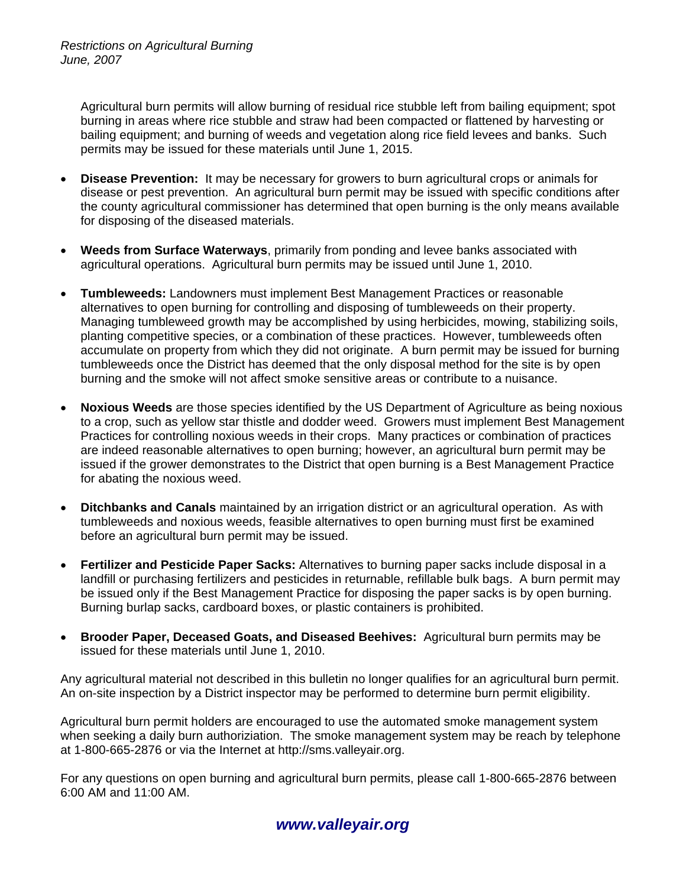Agricultural burn permits will allow burning of residual rice stubble left from bailing equipment; spot burning in areas where rice stubble and straw had been compacted or flattened by harvesting or bailing equipment; and burning of weeds and vegetation along rice field levees and banks. Such permits may be issued for these materials until June 1, 2015.

- **Disease Prevention:** It may be necessary for growers to burn agricultural crops or animals for disease or pest prevention. An agricultural burn permit may be issued with specific conditions after the county agricultural commissioner has determined that open burning is the only means available for disposing of the diseased materials.

- **Weeds from Surface Waterways**, primarily from ponding and levee banks associated with agricultural operations. Agricultural burn permits may be issued until June 1, 2010.

- **Tumbleweeds:** Landowners must implement Best Management Practices or reasonable alternatives to open burning for controlling and disposing of tumbleweeds on their property. Managing tumbleweed growth may be accomplished by using herbicides, mowing, stabilizing soils, planting competitive species, or a combination of these practices. However, tumbleweeds often accumulate on property from which they did not originate. A burn permit may be issued for burning tumbleweeds once the District has deemed that the only disposal method for the site is by open burning and the smoke will not affect smoke sensitive areas or contribute to a nuisance.

- **Noxious Weeds** are those species identified by the US Department of Agriculture as being noxious to a crop, such as yellow star thistle and dodder weed. Growers must implement Best Management Practices for controlling noxious weeds in their crops. Many practices or combination of practices are indeed reasonable alternatives to open burning; however, an agricultural burn permit may be issued if the grower demonstrates to the District that open burning is a Best Management Practice for abating the noxious weed.

- **Ditchbanks and Canals** maintained by an irrigation district or an agricultural operation. As with tumbleweeds and noxious weeds, feasible alternatives to open burning must first be examined before an agricultural burn permit may be issued.

- **Fertilizer and Pesticide Paper Sacks:** Alternatives to burning paper sacks include disposal in a landfill or purchasing fertilizers and pesticides in returnable, refillable bulk bags. A burn permit may be issued only if the Best Management Practice for disposing the paper sacks is by open burning. Burning burlap sacks, cardboard boxes, or plastic containers is prohibited.

- **Brooder Paper, Deceased Goats, and Diseased Beehives:** Agricultural burn permits may be issued for these materials until June 1, 2010.

Any agricultural material not described in this bulletin no longer qualifies for an agricultural burn permit. An on-site inspection by a District inspector may be performed to determine burn permit eligibility.

Agricultural burn permit holders are encouraged to use the automated smoke management system when seeking a daily burn authoriziation. The smoke management system may be reach by telephone at 1-800-665-2876 or via the Internet at http://sms.valleyair.org.

For any questions on open burning and agricultural burn permits, please call 1-800-665-2876 between 6:00 AM and 11:00 AM.

***www.valleyair.org***